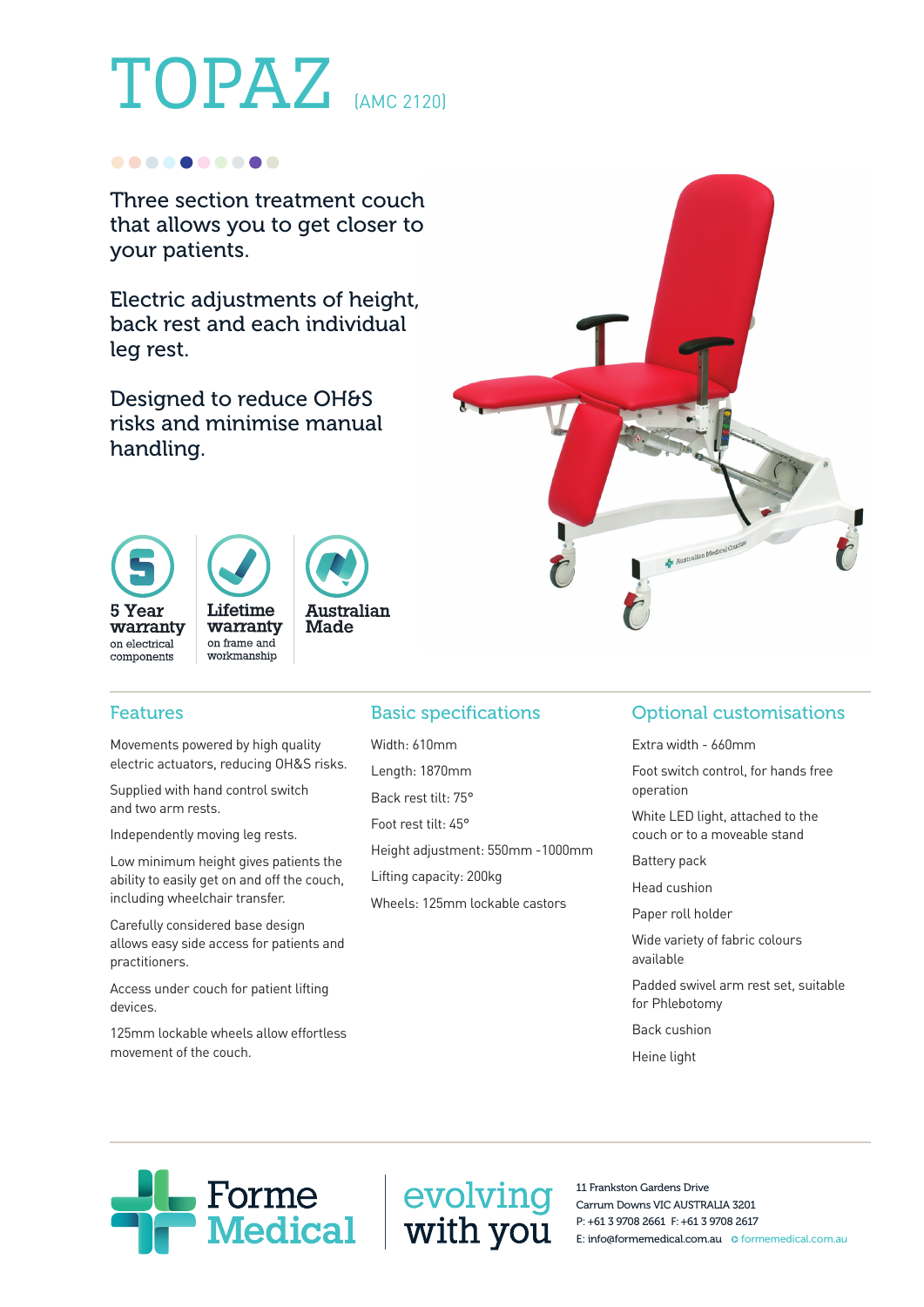# TOPAZ (AMC 2120)

Three section treatment couch that allows you to get closer to your patients.

Electric adjustments of height, back rest and each individual leg rest.

Designed to reduce OH&S risks and minimise manual handling.

**5 Year warranty** on electrical components

**Lifetime warranty** on frame and workmanship

**Australian Made**

## Features

Movements powered by high quality electric actuators, reducing OH&S risks.

Supplied with hand control switch and two arm rests.

Independently moving leg rests.

Low minimum height gives patients the ability to easily get on and off the couch, including wheelchair transfer.

Carefully considered base design allows easy side access for patients and practitioners.

Access under couch for patient lifting devices.

125mm lockable wheels allow effortless movement of the couch.

## Basic specifications

Width: 610mm

Length: 1870mm

Back rest tilt: 75°

Foot rest tilt: 45°

Height adjustment: 550mm -1000mm

Lifting capacity: 200kg

Wheels: 125mm lockable castors

## Optional customisations

Extra width - 660mm

Foot switch control, for hands free operation

White LED light, attached to the couch or to a moveable stand

Battery pack

Head cushion

Paper roll holder

Wide variety of fabric colours available

Padded swivel arm rest set, suitable for Phlebotomy

Back cushion

Heine light

Forme Medical

evolving with you

11 Frankston Gardens Drive
Carrum Downs VIC AUSTRALIA 3201
P: +61 3 9708 2661 F: +61 3 9708 2617
E: info@formemedical.com.au formemedical.com.au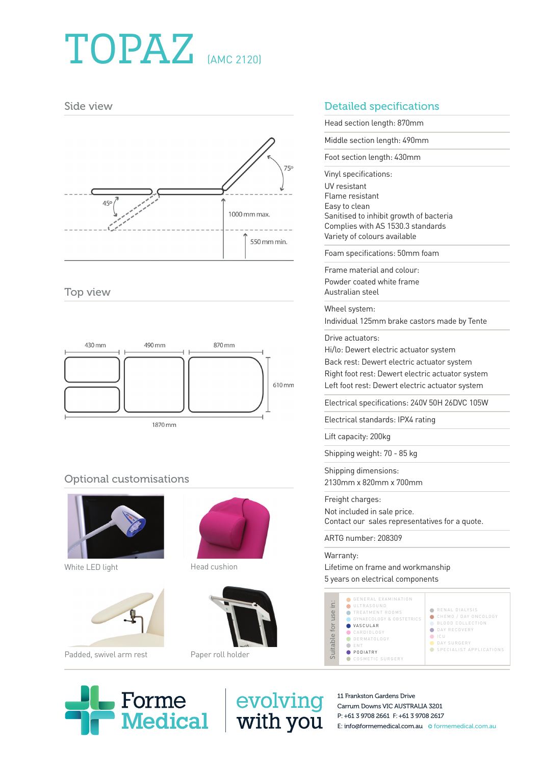# TOPAZ (AMC 2120)

## Side view

75º

45º

1000 mm max.

550 mm min.

## Top view

430 mm

490 mm

870 mm

610 mm

1870 mm

## Optional customisations

White LED light

Head cushion

Padded, swivel arm rest

Paper roll holder

## Detailed specifications

Head section length: 870mm

Middle section length: 490mm

Foot section length: 430mm

Vinyl specifications:
UV resistant
Flame resistant
Easy to clean
Sanitised to inhibit growth of bacteria
Complies with AS 1530.3 standards
Variety of colours available

Foam specifications: 50mm foam

Frame material and colour:
Powder coated white frame
Australian steel

Wheel system:
Individual 125mm brake castors made by Tente

Drive actuators:
Hi/lo: Dewert electric actuator system
Back rest: Dewert electric actuator system
Right foot rest: Dewert electric actuator system
Left foot rest: Dewert electric actuator system

Electrical specifications: 240V 50H 26DVC 105W

Electrical standards: IPX4 rating

Lift capacity: 200kg

Shipping weight: 70 - 85 kg

Shipping dimensions:
2130mm x 820mm x 700mm

Freight charges:
Not included in sale price.
Contact our sales representatives for a quote.

ARTG number: 208309

Warranty:
Lifetime on frame and workmanship
5 years on electrical components

Suitable for use in:

- GENERAL EXAMINATION
- ULTRASOUND
- TREATMENT ROOMS
- GYNAECOLOGY & OBSTETRICS
- VASCULAR
- CARDIOLOGY
- DERMATOLOGY
- ENT
- PODIATRY
- COSMETIC SURGERY
- RENAL DIALYSIS
- CHEMO / DAY ONCOLOGY
- BLOOD COLLECTION
- DAY RECOVERY
- ICU
- DAY SURGERY
- SPECIALIST APPLICATIONS

Forme Medical — evolving with you

11 Frankston Gardens Drive
Carrum Downs VIC AUSTRALIA 3201
P: +61 3 9708 2661 F: +61 3 9708 2617
E: info@formemedical.com.au formemedical.com.au